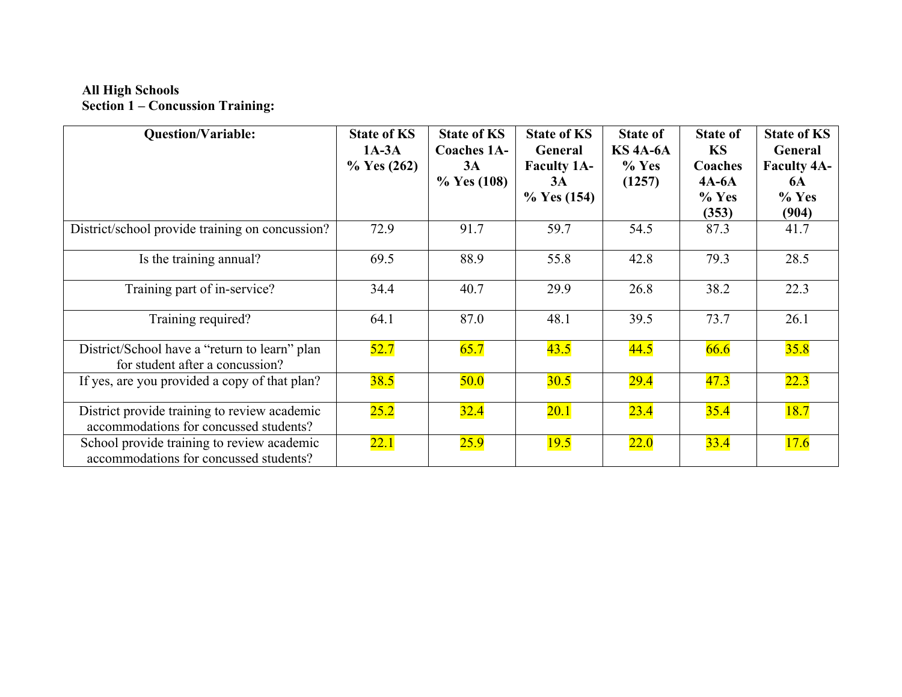**All High Schools**
**Section 1 – Concussion Training:**

| Question/Variable: | State of KS 1A-3A % Yes (262) | State of KS Coaches 1A-3A % Yes (108) | State of KS General Faculty 1A-3A % Yes (154) | State of KS 4A-6A % Yes (1257) | State of KS Coaches 4A-6A % Yes (353) | State of KS General Faculty 4A-6A % Yes (904) |
|---|---|---|---|---|---|---|
| District/school provide training on concussion? | 72.9 | 91.7 | 59.7 | 54.5 | 87.3 | 41.7 |
| Is the training annual? | 69.5 | 88.9 | 55.8 | 42.8 | 79.3 | 28.5 |
| Training part of in-service? | 34.4 | 40.7 | 29.9 | 26.8 | 38.2 | 22.3 |
| Training required? | 64.1 | 87.0 | 48.1 | 39.5 | 73.7 | 26.1 |
| District/School have a "return to learn" plan for student after a concussion? | 52.7 | 65.7 | 43.5 | 44.5 | 66.6 | 35.8 |
| If yes, are you provided a copy of that plan? | 38.5 | 50.0 | 30.5 | 29.4 | 47.3 | 22.3 |
| District provide training to review academic accommodations for concussed students? | 25.2 | 32.4 | 20.1 | 23.4 | 35.4 | 18.7 |
| School provide training to review academic accommodations for concussed students? | 22.1 | 25.9 | 19.5 | 22.0 | 33.4 | 17.6 |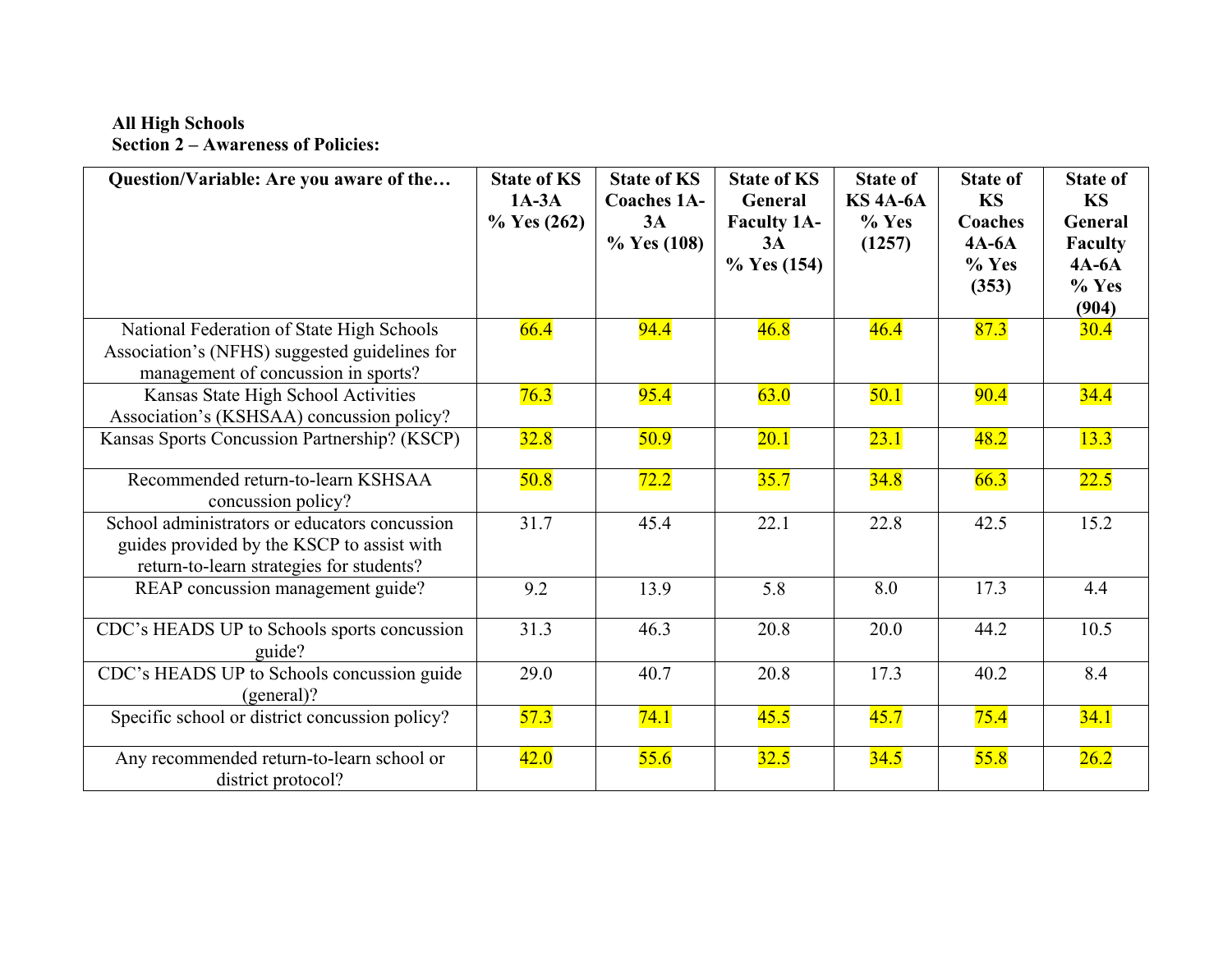**All High Schools**
**Section 2 – Awareness of Policies:**

| Question/Variable: Are you aware of the… | State of KS 1A-3A % Yes (262) | State of KS Coaches 1A-3A % Yes (108) | State of KS General Faculty 1A-3A % Yes (154) | State of KS 4A-6A % Yes (1257) | State of KS Coaches 4A-6A % Yes (353) | State of KS General Faculty 4A-6A % Yes (904) |
|---|---|---|---|---|---|---|
| National Federation of State High Schools Association's (NFHS) suggested guidelines for management of concussion in sports? | 66.4 | 94.4 | 46.8 | 46.4 | 87.3 | 30.4 |
| Kansas State High School Activities Association's (KSHSAA) concussion policy? | 76.3 | 95.4 | 63.0 | 50.1 | 90.4 | 34.4 |
| Kansas Sports Concussion Partnership? (KSCP) | 32.8 | 50.9 | 20.1 | 23.1 | 48.2 | 13.3 |
| Recommended return-to-learn KSHSAA concussion policy? | 50.8 | 72.2 | 35.7 | 34.8 | 66.3 | 22.5 |
| School administrators or educators concussion guides provided by the KSCP to assist with return-to-learn strategies for students? | 31.7 | 45.4 | 22.1 | 22.8 | 42.5 | 15.2 |
| REAP concussion management guide? | 9.2 | 13.9 | 5.8 | 8.0 | 17.3 | 4.4 |
| CDC's HEADS UP to Schools sports concussion guide? | 31.3 | 46.3 | 20.8 | 20.0 | 44.2 | 10.5 |
| CDC's HEADS UP to Schools concussion guide (general)? | 29.0 | 40.7 | 20.8 | 17.3 | 40.2 | 8.4 |
| Specific school or district concussion policy? | 57.3 | 74.1 | 45.5 | 45.7 | 75.4 | 34.1 |
| Any recommended return-to-learn school or district protocol? | 42.0 | 55.6 | 32.5 | 34.5 | 55.8 | 26.2 |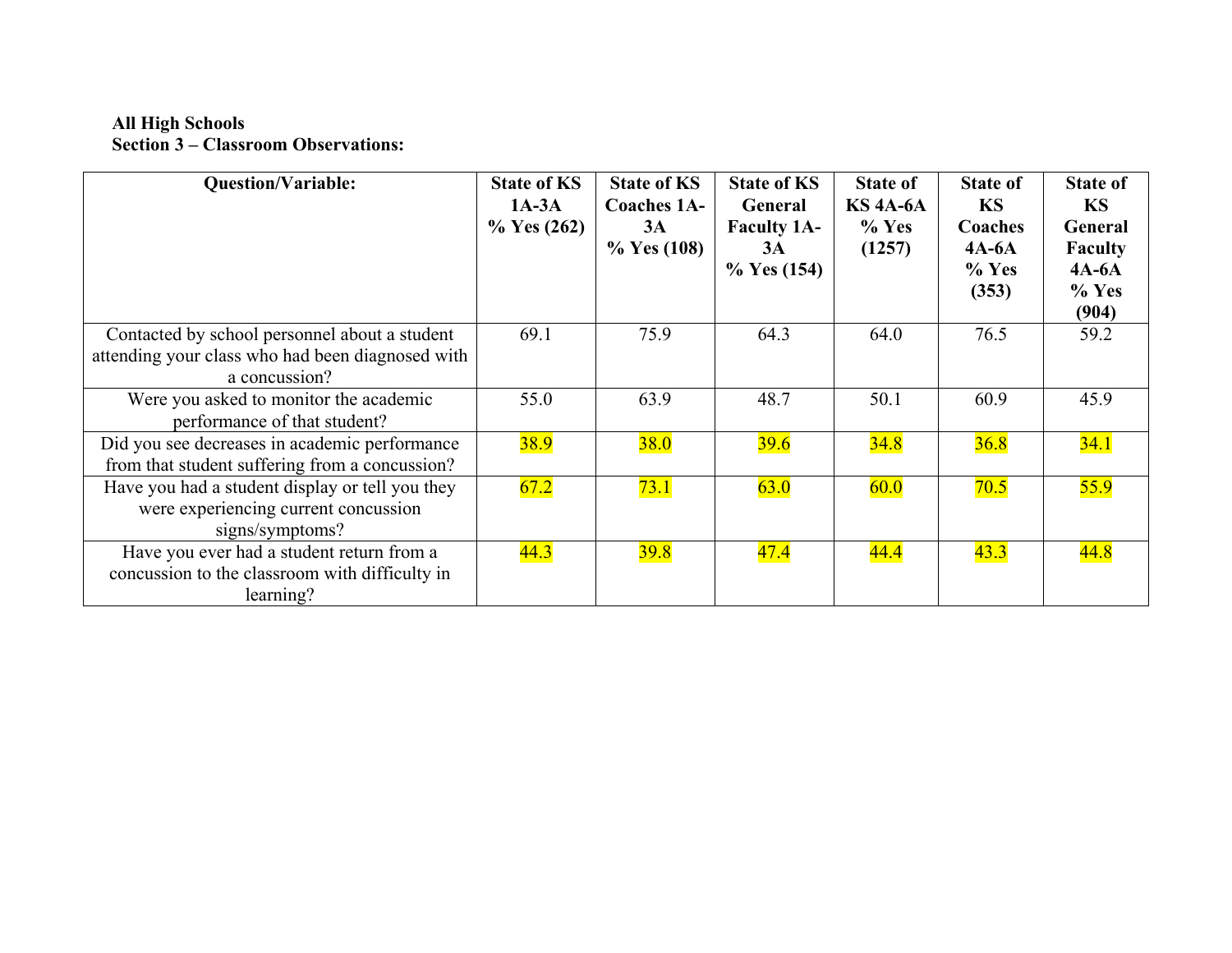**All High Schools**
**Section 3 – Classroom Observations:**

| Question/Variable: | State of KS 1A-3A % Yes (262) | State of KS Coaches 1A-3A % Yes (108) | State of KS General Faculty 1A-3A % Yes (154) | State of KS 4A-6A % Yes (1257) | State of KS Coaches 4A-6A % Yes (353) | State of KS General Faculty 4A-6A % Yes (904) |
|---|---|---|---|---|---|---|
| Contacted by school personnel about a student attending your class who had been diagnosed with a concussion? | 69.1 | 75.9 | 64.3 | 64.0 | 76.5 | 59.2 |
| Were you asked to monitor the academic performance of that student? | 55.0 | 63.9 | 48.7 | 50.1 | 60.9 | 45.9 |
| Did you see decreases in academic performance from that student suffering from a concussion? | 38.9 | 38.0 | 39.6 | 34.8 | 36.8 | 34.1 |
| Have you had a student display or tell you they were experiencing current concussion signs/symptoms? | 67.2 | 73.1 | 63.0 | 60.0 | 70.5 | 55.9 |
| Have you ever had a student return from a concussion to the classroom with difficulty in learning? | 44.3 | 39.8 | 47.4 | 44.4 | 43.3 | 44.8 |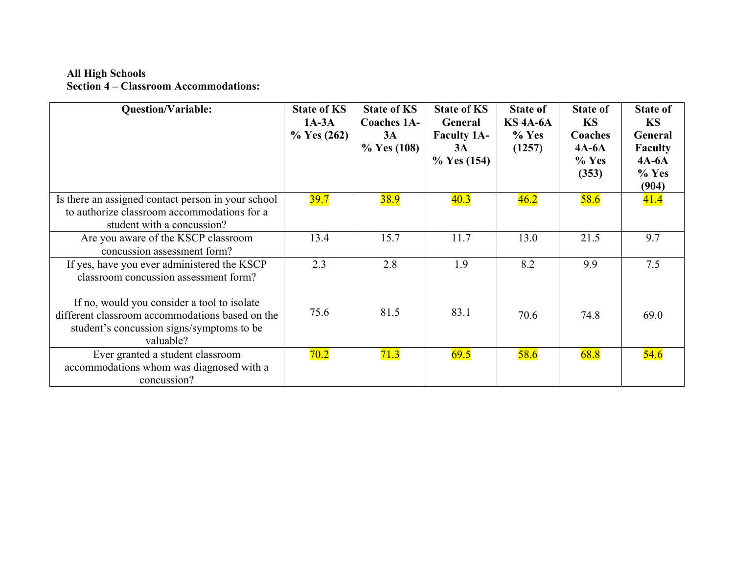**All High Schools**
**Section 4 – Classroom Accommodations:**

| Question/Variable: | State of KS 1A-3A % Yes (262) | State of KS Coaches 1A-3A % Yes (108) | State of KS General Faculty 1A-3A % Yes (154) | State of KS 4A-6A % Yes (1257) | State of KS Coaches 4A-6A % Yes (353) | State of KS General Faculty 4A-6A % Yes (904) |
|---|---|---|---|---|---|---|
| Is there an assigned contact person in your school to authorize classroom accommodations for a student with a concussion? | 39.7 | 38.9 | 40.3 | 46.2 | 58.6 | 41.4 |
| Are you aware of the KSCP classroom concussion assessment form? | 13.4 | 15.7 | 11.7 | 13.0 | 21.5 | 9.7 |
| If yes, have you ever administered the KSCP classroom concussion assessment form? | 2.3 | 2.8 | 1.9 | 8.2 | 9.9 | 7.5 |
| If no, would you consider a tool to isolate different classroom accommodations based on the student's concussion signs/symptoms to be valuable? | 75.6 | 81.5 | 83.1 | 70.6 | 74.8 | 69.0 |
| Ever granted a student classroom accommodations whom was diagnosed with a concussion? | 70.2 | 71.3 | 69.5 | 58.6 | 68.8 | 54.6 |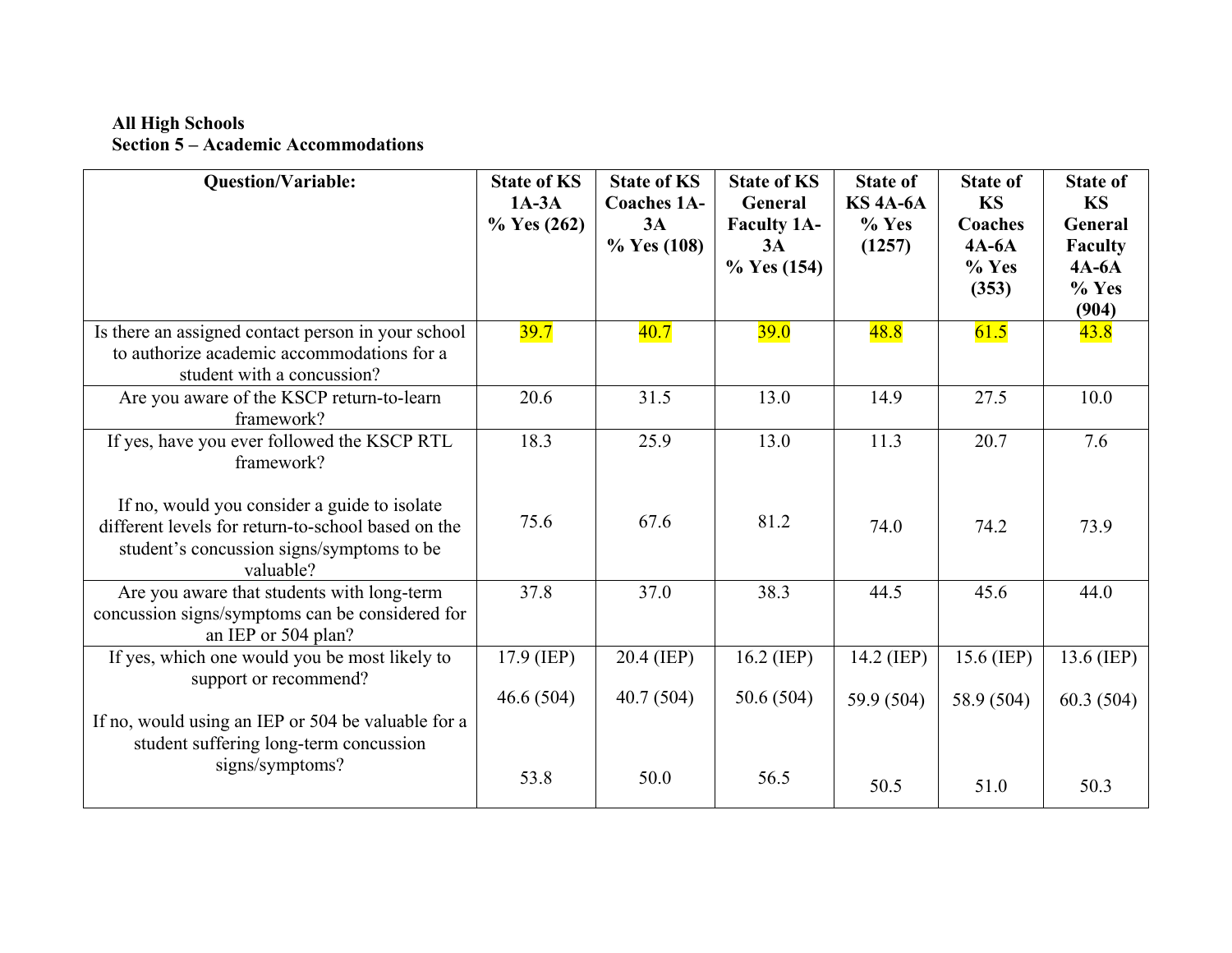**All High Schools**
**Section 5 – Academic Accommodations**

| Question/Variable: | State of KS 1A-3A % Yes (262) | State of KS Coaches 1A-3A % Yes (108) | State of KS General Faculty 1A-3A % Yes (154) | State of KS 4A-6A % Yes (1257) | State of KS Coaches 4A-6A % Yes (353) | State of KS General Faculty 4A-6A % Yes (904) |
|---|---|---|---|---|---|---|
| Is there an assigned contact person in your school to authorize academic accommodations for a student with a concussion? | 39.7 | 40.7 | 39.0 | 48.8 | 61.5 | 43.8 |
| Are you aware of the KSCP return-to-learn framework? | 20.6 | 31.5 | 13.0 | 14.9 | 27.5 | 10.0 |
| If yes, have you ever followed the KSCP RTL framework? | 18.3 | 25.9 | 13.0 | 11.3 | 20.7 | 7.6 |
| If no, would you consider a guide to isolate different levels for return-to-school based on the student's concussion signs/symptoms to be valuable? | 75.6 | 67.6 | 81.2 | 74.0 | 74.2 | 73.9 |
| Are you aware that students with long-term concussion signs/symptoms can be considered for an IEP or 504 plan? | 37.8 | 37.0 | 38.3 | 44.5 | 45.6 | 44.0 |
| If yes, which one would you be most likely to support or recommend? | 17.9 (IEP) 46.6 (504) | 20.4 (IEP) 40.7 (504) | 16.2 (IEP) 50.6 (504) | 14.2 (IEP) 59.9 (504) | 15.6 (IEP) 58.9 (504) | 13.6 (IEP) 60.3 (504) |
| If no, would using an IEP or 504 be valuable for a student suffering long-term concussion signs/symptoms? | 53.8 | 50.0 | 56.5 | 50.5 | 51.0 | 50.3 |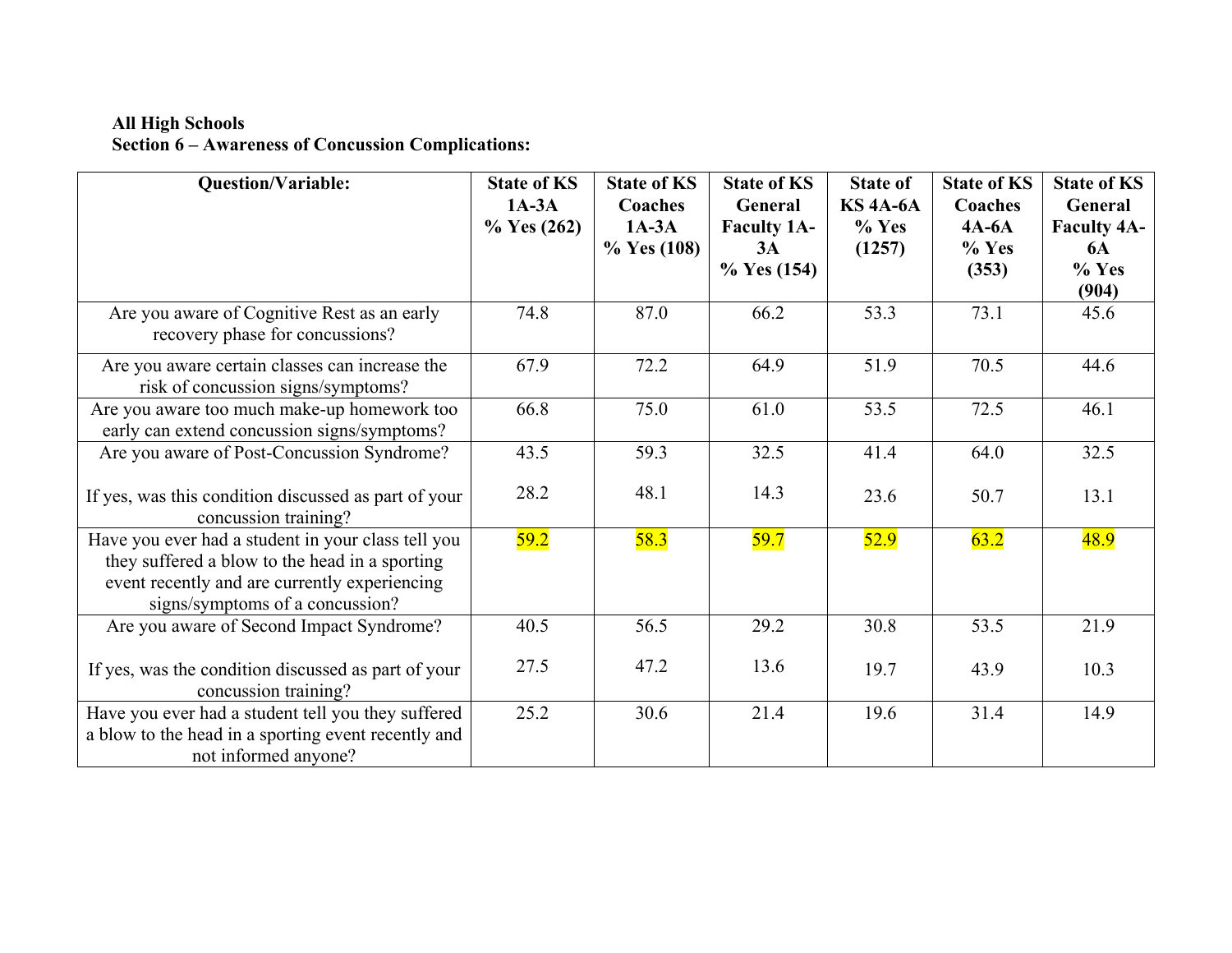**All High Schools**
**Section 6 – Awareness of Concussion Complications:**

| Question/Variable: | State of KS 1A-3A % Yes (262) | State of KS Coaches 1A-3A % Yes (108) | State of KS General Faculty 1A-3A % Yes (154) | State of KS 4A-6A % Yes (1257) | State of KS Coaches 4A-6A % Yes (353) | State of KS General Faculty 4A-6A % Yes (904) |
|---|---|---|---|---|---|---|
| Are you aware of Cognitive Rest as an early recovery phase for concussions? | 74.8 | 87.0 | 66.2 | 53.3 | 73.1 | 45.6 |
| Are you aware certain classes can increase the risk of concussion signs/symptoms? | 67.9 | 72.2 | 64.9 | 51.9 | 70.5 | 44.6 |
| Are you aware too much make-up homework too early can extend concussion signs/symptoms? | 66.8 | 75.0 | 61.0 | 53.5 | 72.5 | 46.1 |
| Are you aware of Post-Concussion Syndrome? | 43.5 | 59.3 | 32.5 | 41.4 | 64.0 | 32.5 |
| If yes, was this condition discussed as part of your concussion training? | 28.2 | 48.1 | 14.3 | 23.6 | 50.7 | 13.1 |
| Have you ever had a student in your class tell you they suffered a blow to the head in a sporting event recently and are currently experiencing signs/symptoms of a concussion? | 59.2 | 58.3 | 59.7 | 52.9 | 63.2 | 48.9 |
| Are you aware of Second Impact Syndrome? | 40.5 | 56.5 | 29.2 | 30.8 | 53.5 | 21.9 |
| If yes, was the condition discussed as part of your concussion training? | 27.5 | 47.2 | 13.6 | 19.7 | 43.9 | 10.3 |
| Have you ever had a student tell you they suffered a blow to the head in a sporting event recently and not informed anyone? | 25.2 | 30.6 | 21.4 | 19.6 | 31.4 | 14.9 |